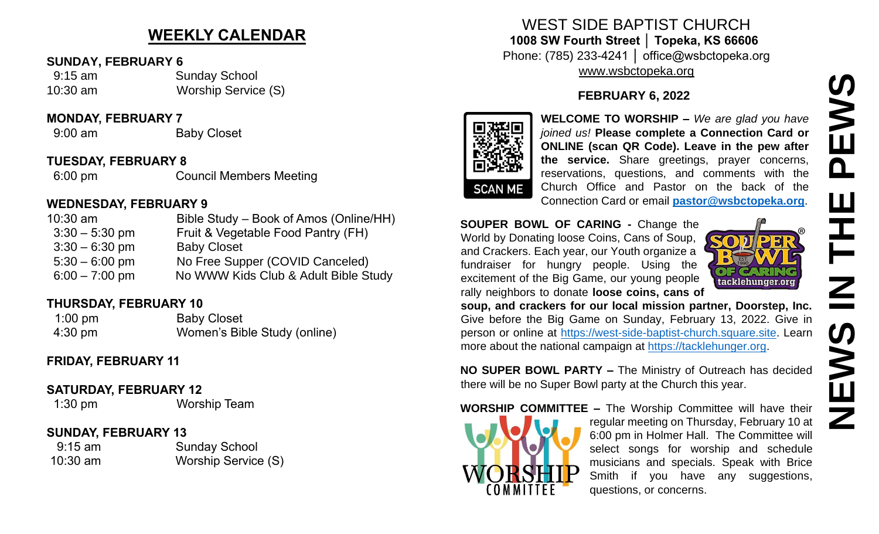## WEEKLY CALENDAR

**SUNDAY, FEBRUARY 6**

| | |
|---|---|
| 9:15 am | Sunday School |
| 10:30 am | Worship Service (S) |

**MONDAY, FEBRUARY 7**

| | |
|---|---|
| 9:00 am | Baby Closet |

**TUESDAY, FEBRUARY 8**

| | |
|---|---|
| 6:00 pm | Council Members Meeting |

**WEDNESDAY, FEBRUARY 9**

| | |
|---|---|
| 10:30 am | Bible Study – Book of Amos (Online/HH) |
| 3:30 – 5:30 pm | Fruit & Vegetable Food Pantry (FH) |
| 3:30 – 6:30 pm | Baby Closet |
| 5:30 – 6:00 pm | No Free Supper (COVID Canceled) |
| 6:00 – 7:00 pm | No WWW Kids Club & Adult Bible Study |

**THURSDAY, FEBRUARY 10**

| | |
|---|---|
| 1:00 pm | Baby Closet |
| 4:30 pm | Women's Bible Study (online) |

**FRIDAY, FEBRUARY 11**

**SATURDAY, FEBRUARY 12**

| | |
|---|---|
| 1:30 pm | Worship Team |

**SUNDAY, FEBRUARY 13**

| | |
|---|---|
| 9:15 am | Sunday School |
| 10:30 am | Worship Service (S) |

# WEST SIDE BAPTIST CHURCH

**1008 SW Fourth Street │ Topeka, KS 66606**
Phone: (785) 233-4241 │ office@wsbctopeka.org
www.wsbctopeka.org

**FEBRUARY 6, 2022**

## NEWS IN THE PEWS

SCAN ME

**WELCOME TO WORSHIP –** *We are glad you have joined us!* **Please complete a Connection Card or ONLINE (scan QR Code). Leave in the pew after the service.** Share greetings, prayer concerns, reservations, questions, and comments with the Church Office and Pastor on the back of the Connection Card or email **pastor@wsbctopeka.org**.

**SOUPER BOWL OF CARING -** Change the World by Donating loose Coins, Cans of Soup, and Crackers. Each year, our Youth organize a fundraiser for hungry people. Using the excitement of the Big Game, our young people rally neighbors to donate **loose coins, cans of soup, and crackers for our local mission partner, Doorstep, Inc.** Give before the Big Game on Sunday, February 13, 2022. Give in person or online at https://west-side-baptist-church.square.site. Learn more about the national campaign at https://tacklehunger.org.

**NO SUPER BOWL PARTY –** The Ministry of Outreach has decided there will be no Super Bowl party at the Church this year.

**WORSHIP COMMITTEE –** The Worship Committee will have their regular meeting on Thursday, February 10 at 6:00 pm in Holmer Hall. The Committee will select songs for worship and schedule musicians and specials. Speak with Brice Smith if you have any suggestions, questions, or concerns.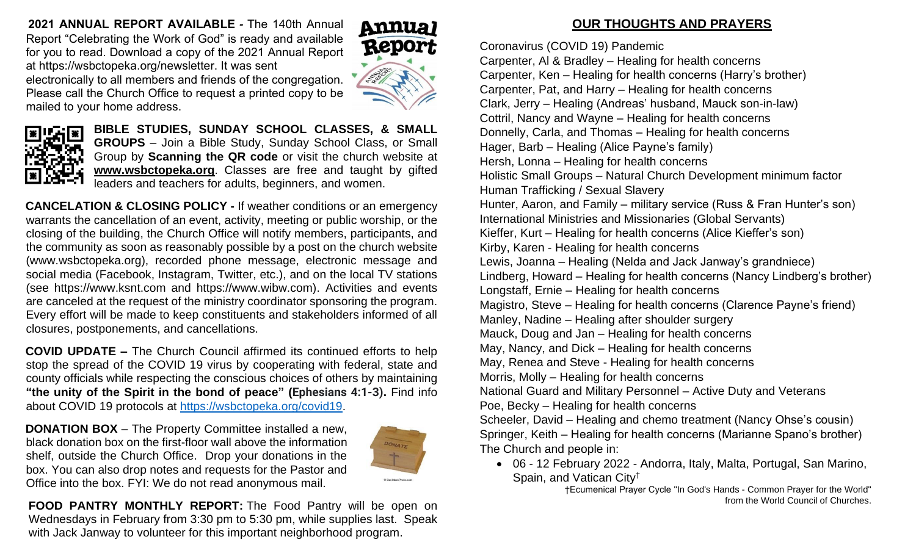**2021 ANNUAL REPORT AVAILABLE -** The 140th Annual Report "Celebrating the Work of God" is ready and available for you to read. Download a copy of the 2021 Annual Report at https://wsbctopeka.org/newsletter. It was sent electronically to all members and friends of the congregation. Please call the Church Office to request a printed copy to be mailed to your home address.

**BIBLE STUDIES, SUNDAY SCHOOL CLASSES, & SMALL GROUPS** – Join a Bible Study, Sunday School Class, or Small Group by **Scanning the QR code** or visit the church website at **www.wsbctopeka.org**. Classes are free and taught by gifted leaders and teachers for adults, beginners, and women.

**CANCELATION & CLOSING POLICY -** If weather conditions or an emergency warrants the cancellation of an event, activity, meeting or public worship, or the closing of the building, the Church Office will notify members, participants, and the community as soon as reasonably possible by a post on the church website (www.wsbctopeka.org), recorded phone message, electronic message and social media (Facebook, Instagram, Twitter, etc.), and on the local TV stations (see https://www.ksnt.com and https://www.wibw.com). Activities and events are canceled at the request of the ministry coordinator sponsoring the program. Every effort will be made to keep constituents and stakeholders informed of all closures, postponements, and cancellations.

**COVID UPDATE –** The Church Council affirmed its continued efforts to help stop the spread of the COVID 19 virus by cooperating with federal, state and county officials while respecting the conscious choices of others by maintaining **"the unity of the Spirit in the bond of peace" (Ephesians 4:1-3).** Find info about COVID 19 protocols at https://wsbctopeka.org/covid19.

**DONATION BOX** – The Property Committee installed a new, black donation box on the first-floor wall above the information shelf, outside the Church Office. Drop your donations in the box. You can also drop notes and requests for the Pastor and Office into the box. FYI: We do not read anonymous mail.

**FOOD PANTRY MONTHLY REPORT:** The Food Pantry will be open on Wednesdays in February from 3:30 pm to 5:30 pm, while supplies last. Speak with Jack Janway to volunteer for this important neighborhood program.

## OUR THOUGHTS AND PRAYERS

Coronavirus (COVID 19) Pandemic
Carpenter, Al & Bradley – Healing for health concerns
Carpenter, Ken – Healing for health concerns (Harry's brother)
Carpenter, Pat, and Harry – Healing for health concerns
Clark, Jerry – Healing (Andreas' husband, Mauck son-in-law)
Cottril, Nancy and Wayne – Healing for health concerns
Donnelly, Carla, and Thomas – Healing for health concerns
Hager, Barb – Healing (Alice Payne's family)
Hersh, Lonna – Healing for health concerns
Holistic Small Groups – Natural Church Development minimum factor
Human Trafficking / Sexual Slavery
Hunter, Aaron, and Family – military service (Russ & Fran Hunter's son)
International Ministries and Missionaries (Global Servants)
Kieffer, Kurt – Healing for health concerns (Alice Kieffer's son)
Kirby, Karen - Healing for health concerns
Lewis, Joanna – Healing (Nelda and Jack Janway's grandniece)
Lindberg, Howard – Healing for health concerns (Nancy Lindberg's brother)
Longstaff, Ernie – Healing for health concerns
Magistro, Steve – Healing for health concerns (Clarence Payne's friend)
Manley, Nadine – Healing after shoulder surgery
Mauck, Doug and Jan – Healing for health concerns
May, Nancy, and Dick – Healing for health concerns
May, Renea and Steve - Healing for health concerns
Morris, Molly – Healing for health concerns
National Guard and Military Personnel – Active Duty and Veterans
Poe, Becky – Healing for health concerns
Scheeler, David – Healing and chemo treatment (Nancy Ohse's cousin)
Springer, Keith – Healing for health concerns (Marianne Spano's brother)
The Church and people in:

- 06 - 12 February 2022 - Andorra, Italy, Malta, Portugal, San Marino, Spain, and Vatican City†

†Ecumenical Prayer Cycle "In God's Hands - Common Prayer for the World" from the World Council of Churches.